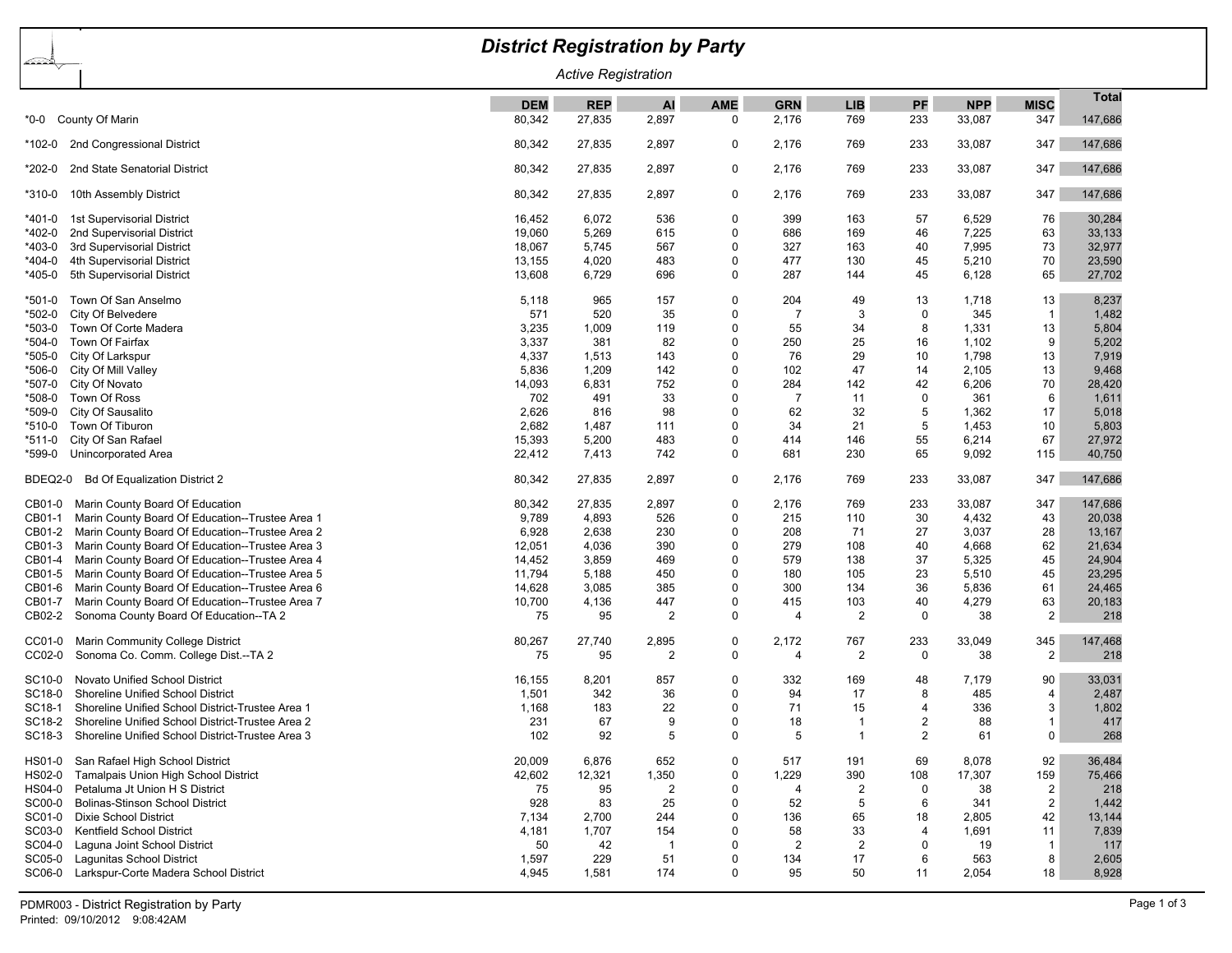# District Registration by Party

*Active Registration*

| | DEM | REP | AI | AME | GRN | LIB | PF | NPP | MISC | Total |
|---|---|---|---|---|---|---|---|---|---|---|
| *0-0 County Of Marin | 80,342 | 27,835 | 2,897 | 0 | 2,176 | 769 | 233 | 33,087 | 347 | 147,686 |
| *102-0 2nd Congressional District | 80,342 | 27,835 | 2,897 | 0 | 2,176 | 769 | 233 | 33,087 | 347 | 147,686 |
| *202-0 2nd State Senatorial District | 80,342 | 27,835 | 2,897 | 0 | 2,176 | 769 | 233 | 33,087 | 347 | 147,686 |
| *310-0 10th Assembly District | 80,342 | 27,835 | 2,897 | 0 | 2,176 | 769 | 233 | 33,087 | 347 | 147,686 |
| *401-0 1st Supervisorial District | 16,452 | 6,072 | 536 | 0 | 399 | 163 | 57 | 6,529 | 76 | 30,284 |
| *402-0 2nd Supervisorial District | 19,060 | 5,269 | 615 | 0 | 686 | 169 | 46 | 7,225 | 63 | 33,133 |
| *403-0 3rd Supervisorial District | 18,067 | 5,745 | 567 | 0 | 327 | 163 | 40 | 7,995 | 73 | 32,977 |
| *404-0 4th Supervisorial District | 13,155 | 4,020 | 483 | 0 | 477 | 130 | 45 | 5,210 | 70 | 23,590 |
| *405-0 5th Supervisorial District | 13,608 | 6,729 | 696 | 0 | 287 | 144 | 45 | 6,128 | 65 | 27,702 |
| *501-0 Town Of San Anselmo | 5,118 | 965 | 157 | 0 | 204 | 49 | 13 | 1,718 | 13 | 8,237 |
| *502-0 City Of Belvedere | 571 | 520 | 35 | 0 | 7 | 3 | 0 | 345 | 1 | 1,482 |
| *503-0 Town Of Corte Madera | 3,235 | 1,009 | 119 | 0 | 55 | 34 | 8 | 1,331 | 13 | 5,804 |
| *504-0 Town Of Fairfax | 3,337 | 381 | 82 | 0 | 250 | 25 | 16 | 1,102 | 9 | 5,202 |
| *505-0 City Of Larkspur | 4,337 | 1,513 | 143 | 0 | 76 | 29 | 10 | 1,798 | 13 | 7,919 |
| *506-0 City Of Mill Valley | 5,836 | 1,209 | 142 | 0 | 102 | 47 | 14 | 2,105 | 13 | 9,468 |
| *507-0 City Of Novato | 14,093 | 6,831 | 752 | 0 | 284 | 142 | 42 | 6,206 | 70 | 28,420 |
| *508-0 Town Of Ross | 702 | 491 | 33 | 0 | 7 | 11 | 0 | 361 | 6 | 1,611 |
| *509-0 City Of Sausalito | 2,626 | 816 | 98 | 0 | 62 | 32 | 5 | 1,362 | 17 | 5,018 |
| *510-0 Town Of Tiburon | 2,682 | 1,487 | 111 | 0 | 34 | 21 | 5 | 1,453 | 10 | 5,803 |
| *511-0 City Of San Rafael | 15,393 | 5,200 | 483 | 0 | 414 | 146 | 55 | 6,214 | 67 | 27,972 |
| *599-0 Unincorporated Area | 22,412 | 7,413 | 742 | 0 | 681 | 230 | 65 | 9,092 | 115 | 40,750 |
| BDEQ2-0 Bd Of Equalization District 2 | 80,342 | 27,835 | 2,897 | 0 | 2,176 | 769 | 233 | 33,087 | 347 | 147,686 |
| CB01-0 Marin County Board Of Education | 80,342 | 27,835 | 2,897 | 0 | 2,176 | 769 | 233 | 33,087 | 347 | 147,686 |
| CB01-1 Marin County Board Of Education--Trustee Area 1 | 9,789 | 4,893 | 526 | 0 | 215 | 110 | 30 | 4,432 | 43 | 20,038 |
| CB01-2 Marin County Board Of Education--Trustee Area 2 | 6,928 | 2,638 | 230 | 0 | 208 | 71 | 27 | 3,037 | 28 | 13,167 |
| CB01-3 Marin County Board Of Education--Trustee Area 3 | 12,051 | 4,036 | 390 | 0 | 279 | 108 | 40 | 4,668 | 62 | 21,634 |
| CB01-4 Marin County Board Of Education--Trustee Area 4 | 14,452 | 3,859 | 469 | 0 | 579 | 138 | 37 | 5,325 | 45 | 24,904 |
| CB01-5 Marin County Board Of Education--Trustee Area 5 | 11,794 | 5,188 | 450 | 0 | 180 | 105 | 23 | 5,510 | 45 | 23,295 |
| CB01-6 Marin County Board Of Education--Trustee Area 6 | 14,628 | 3,085 | 385 | 0 | 300 | 134 | 36 | 5,836 | 61 | 24,465 |
| CB01-7 Marin County Board Of Education--Trustee Area 7 | 10,700 | 4,136 | 447 | 0 | 415 | 103 | 40 | 4,279 | 63 | 20,183 |
| CB02-2 Sonoma County Board Of Education--TA 2 | 75 | 95 | 2 | 0 | 4 | 2 | 0 | 38 | 2 | 218 |
| CC01-0 Marin Community College District | 80,267 | 27,740 | 2,895 | 0 | 2,172 | 767 | 233 | 33,049 | 345 | 147,468 |
| CC02-0 Sonoma Co. Comm. College Dist.--TA 2 | 75 | 95 | 2 | 0 | 4 | 2 | 0 | 38 | 2 | 218 |
| SC10-0 Novato Unified School District | 16,155 | 8,201 | 857 | 0 | 332 | 169 | 48 | 7,179 | 90 | 33,031 |
| SC18-0 Shoreline Unified School District | 1,501 | 342 | 36 | 0 | 94 | 17 | 8 | 485 | 4 | 2,487 |
| SC18-1 Shoreline Unified School District-Trustee Area 1 | 1,168 | 183 | 22 | 0 | 71 | 15 | 4 | 336 | 3 | 1,802 |
| SC18-2 Shoreline Unified School District-Trustee Area 2 | 231 | 67 | 9 | 0 | 18 | 1 | 2 | 88 | 1 | 417 |
| SC18-3 Shoreline Unified School District-Trustee Area 3 | 102 | 92 | 5 | 0 | 5 | 1 | 2 | 61 | 0 | 268 |
| HS01-0 San Rafael High School District | 20,009 | 6,876 | 652 | 0 | 517 | 191 | 69 | 8,078 | 92 | 36,484 |
| HS02-0 Tamalpais Union High School District | 42,602 | 12,321 | 1,350 | 0 | 1,229 | 390 | 108 | 17,307 | 159 | 75,466 |
| HS04-0 Petaluma Jt Union H S District | 75 | 95 | 2 | 0 | 4 | 2 | 0 | 38 | 2 | 218 |
| SC00-0 Bolinas-Stinson School District | 928 | 83 | 25 | 0 | 52 | 5 | 6 | 341 | 2 | 1,442 |
| SC01-0 Dixie School District | 7,134 | 2,700 | 244 | 0 | 136 | 65 | 18 | 2,805 | 42 | 13,144 |
| SC03-0 Kentfield School District | 4,181 | 1,707 | 154 | 0 | 58 | 33 | 4 | 1,691 | 11 | 7,839 |
| SC04-0 Laguna Joint School District | 50 | 42 | 1 | 0 | 2 | 2 | 0 | 19 | 1 | 117 |
| SC05-0 Lagunitas School District | 1,597 | 229 | 51 | 0 | 134 | 17 | 6 | 563 | 8 | 2,605 |
| SC06-0 Larkspur-Corte Madera School District | 4,945 | 1,581 | 174 | 0 | 95 | 50 | 11 | 2,054 | 18 | 8,928 |

PDMR003 - District Registration by Party
Printed: 09/10/2012 9:08:42AM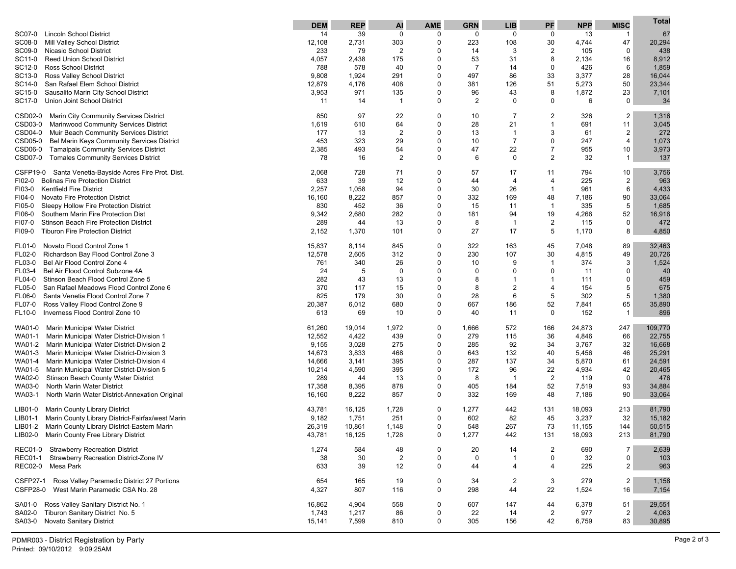| | DEM | REP | AI | AME | GRN | LIB | PF | NPP | MISC | Total |
|---|---|---|---|---|---|---|---|---|---|---|
| SC07-0 Lincoln School District | 14 | 39 | 0 | 0 | 0 | 0 | 0 | 13 | 1 | 67 |
| SC08-0 Mill Valley School District | 12,108 | 2,731 | 303 | 0 | 223 | 108 | 30 | 4,744 | 47 | 20,294 |
| SC09-0 Nicasio School District | 233 | 79 | 2 | 0 | 14 | 3 | 2 | 105 | 0 | 438 |
| SC11-0 Reed Union School District | 4,057 | 2,438 | 175 | 0 | 53 | 31 | 8 | 2,134 | 16 | 8,912 |
| SC12-0 Ross School District | 788 | 578 | 40 | 0 | 7 | 14 | 0 | 426 | 6 | 1,859 |
| SC13-0 Ross Valley School District | 9,808 | 1,924 | 291 | 0 | 497 | 86 | 33 | 3,377 | 28 | 16,044 |
| SC14-0 San Rafael Elem School District | 12,879 | 4,176 | 408 | 0 | 381 | 126 | 51 | 5,273 | 50 | 23,344 |
| SC15-0 Sausalito Marin City School District | 3,953 | 971 | 135 | 0 | 96 | 43 | 8 | 1,872 | 23 | 7,101 |
| SC17-0 Union Joint School District | 11 | 14 | 1 | 0 | 2 | 0 | 0 | 6 | 0 | 34 |
| CSD02-0 Marin City Community Services District | 850 | 97 | 22 | 0 | 10 | 7 | 2 | 326 | 2 | 1,316 |
| CSD03-0 Marinwood Community Services District | 1,619 | 610 | 64 | 0 | 28 | 21 | 1 | 691 | 11 | 3,045 |
| CSD04-0 Muir Beach Community Services District | 177 | 13 | 2 | 0 | 13 | 1 | 3 | 61 | 2 | 272 |
| CSD05-0 Bel Marin Keys Community Services District | 453 | 323 | 29 | 0 | 10 | 7 | 0 | 247 | 4 | 1,073 |
| CSD06-0 Tamalpais Community Services District | 2,385 | 493 | 54 | 0 | 47 | 22 | 7 | 955 | 10 | 3,973 |
| CSD07-0 Tomales Community Services District | 78 | 16 | 2 | 0 | 6 | 0 | 2 | 32 | 1 | 137 |
| CSFP19-0 Santa Venetia-Bayside Acres Fire Prot. Dist. | 2,068 | 728 | 71 | 0 | 57 | 17 | 11 | 794 | 10 | 3,756 |
| FI02-0 Bolinas Fire Protection District | 633 | 39 | 12 | 0 | 44 | 4 | 4 | 225 | 2 | 963 |
| FI03-0 Kentfield Fire District | 2,257 | 1,058 | 94 | 0 | 30 | 26 | 1 | 961 | 6 | 4,433 |
| FI04-0 Novato Fire Protection District | 16,160 | 8,222 | 857 | 0 | 332 | 169 | 48 | 7,186 | 90 | 33,064 |
| FI05-0 Sleepy Hollow Fire Protection District | 830 | 452 | 36 | 0 | 15 | 11 | 1 | 335 | 5 | 1,685 |
| FI06-0 Southern Marin Fire Protection Dist | 9,342 | 2,680 | 282 | 0 | 181 | 94 | 19 | 4,266 | 52 | 16,916 |
| FI07-0 Stinson Beach Fire Protection District | 289 | 44 | 13 | 0 | 8 | 1 | 2 | 115 | 0 | 472 |
| FI09-0 Tiburon Fire Protection District | 2,152 | 1,370 | 101 | 0 | 27 | 17 | 5 | 1,170 | 8 | 4,850 |
| FL01-0 Novato Flood Control Zone 1 | 15,837 | 8,114 | 845 | 0 | 322 | 163 | 45 | 7,048 | 89 | 32,463 |
| FL02-0 Richardson Bay Flood Control Zone 3 | 12,578 | 2,605 | 312 | 0 | 230 | 107 | 30 | 4,815 | 49 | 20,726 |
| FL03-0 Bel Air Flood Control Zone 4 | 761 | 340 | 26 | 0 | 10 | 9 | 1 | 374 | 3 | 1,524 |
| FL03-4 Bel Air Flood Control Subzone 4A | 24 | 5 | 0 | 0 | 0 | 0 | 0 | 11 | 0 | 40 |
| FL04-0 Stinson Beach Flood Control Zone 5 | 282 | 43 | 13 | 0 | 8 | 1 | 1 | 111 | 0 | 459 |
| FL05-0 San Rafael Meadows Flood Control Zone 6 | 370 | 117 | 15 | 0 | 8 | 2 | 4 | 154 | 5 | 675 |
| FL06-0 Santa Venetia Flood Control Zone 7 | 825 | 179 | 30 | 0 | 28 | 6 | 5 | 302 | 5 | 1,380 |
| FL07-0 Ross Valley Flood Control Zone 9 | 20,387 | 6,012 | 680 | 0 | 667 | 186 | 52 | 7,841 | 65 | 35,890 |
| FL10-0 Inverness Flood Control Zone 10 | 613 | 69 | 10 | 0 | 40 | 11 | 0 | 152 | 1 | 896 |
| WA01-0 Marin Municipal Water District | 61,260 | 19,014 | 1,972 | 0 | 1,666 | 572 | 166 | 24,873 | 247 | 109,770 |
| WA01-1 Marin Municipal Water District-Division 1 | 12,552 | 4,422 | 439 | 0 | 279 | 115 | 36 | 4,846 | 66 | 22,755 |
| WA01-2 Marin Municipal Water District-Division 2 | 9,155 | 3,028 | 275 | 0 | 285 | 92 | 34 | 3,767 | 32 | 16,668 |
| WA01-3 Marin Municipal Water District-Division 3 | 14,673 | 3,833 | 468 | 0 | 643 | 132 | 40 | 5,456 | 46 | 25,291 |
| WA01-4 Marin Municipal Water District-Division 4 | 14,666 | 3,141 | 395 | 0 | 287 | 137 | 34 | 5,870 | 61 | 24,591 |
| WA01-5 Marin Municipal Water District-Division 5 | 10,214 | 4,590 | 395 | 0 | 172 | 96 | 22 | 4,934 | 42 | 20,465 |
| WA02-0 Stinson Beach County Water District | 289 | 44 | 13 | 0 | 8 | 1 | 2 | 119 | 0 | 476 |
| WA03-0 North Marin Water District | 17,358 | 8,395 | 878 | 0 | 405 | 184 | 52 | 7,519 | 93 | 34,884 |
| WA03-1 North Marin Water District-Annexation Original | 16,160 | 8,222 | 857 | 0 | 332 | 169 | 48 | 7,186 | 90 | 33,064 |
| LIB01-0 Marin County Library District | 43,781 | 16,125 | 1,728 | 0 | 1,277 | 442 | 131 | 18,093 | 213 | 81,790 |
| LIB01-1 Marin County Library District-Fairfax/west Marin | 9,182 | 1,751 | 251 | 0 | 602 | 82 | 45 | 3,237 | 32 | 15,182 |
| LIB01-2 Marin County Library District-Eastern Marin | 26,319 | 10,861 | 1,148 | 0 | 548 | 267 | 73 | 11,155 | 144 | 50,515 |
| LIB02-0 Marin County Free Library District | 43,781 | 16,125 | 1,728 | 0 | 1,277 | 442 | 131 | 18,093 | 213 | 81,790 |
| REC01-0 Strawberry Recreation District | 1,274 | 584 | 48 | 0 | 20 | 14 | 2 | 690 | 7 | 2,639 |
| REC01-1 Strawberry Recreation District-Zone IV | 38 | 30 | 2 | 0 | 0 | 1 | 0 | 32 | 0 | 103 |
| REC02-0 Mesa Park | 633 | 39 | 12 | 0 | 44 | 4 | 4 | 225 | 2 | 963 |
| CSFP27-1 Ross Valley Paramedic District 27 Portions | 654 | 165 | 19 | 0 | 34 | 2 | 3 | 279 | 2 | 1,158 |
| CSFP28-0 West Marin Paramedic CSA No. 28 | 4,327 | 807 | 116 | 0 | 298 | 44 | 22 | 1,524 | 16 | 7,154 |
| SA01-0 Ross Valley Sanitary District No. 1 | 16,862 | 4,904 | 558 | 0 | 607 | 147 | 44 | 6,378 | 51 | 29,551 |
| SA02-0 Tiburon Sanitary District No. 5 | 1,743 | 1,217 | 86 | 0 | 22 | 14 | 2 | 977 | 2 | 4,063 |
| SA03-0 Novato Sanitary District | 15,141 | 7,599 | 810 | 0 | 305 | 156 | 42 | 6,759 | 83 | 30,895 |

PDMR003 - District Registration by Party
Printed: 09/10/2012 9:09:25AM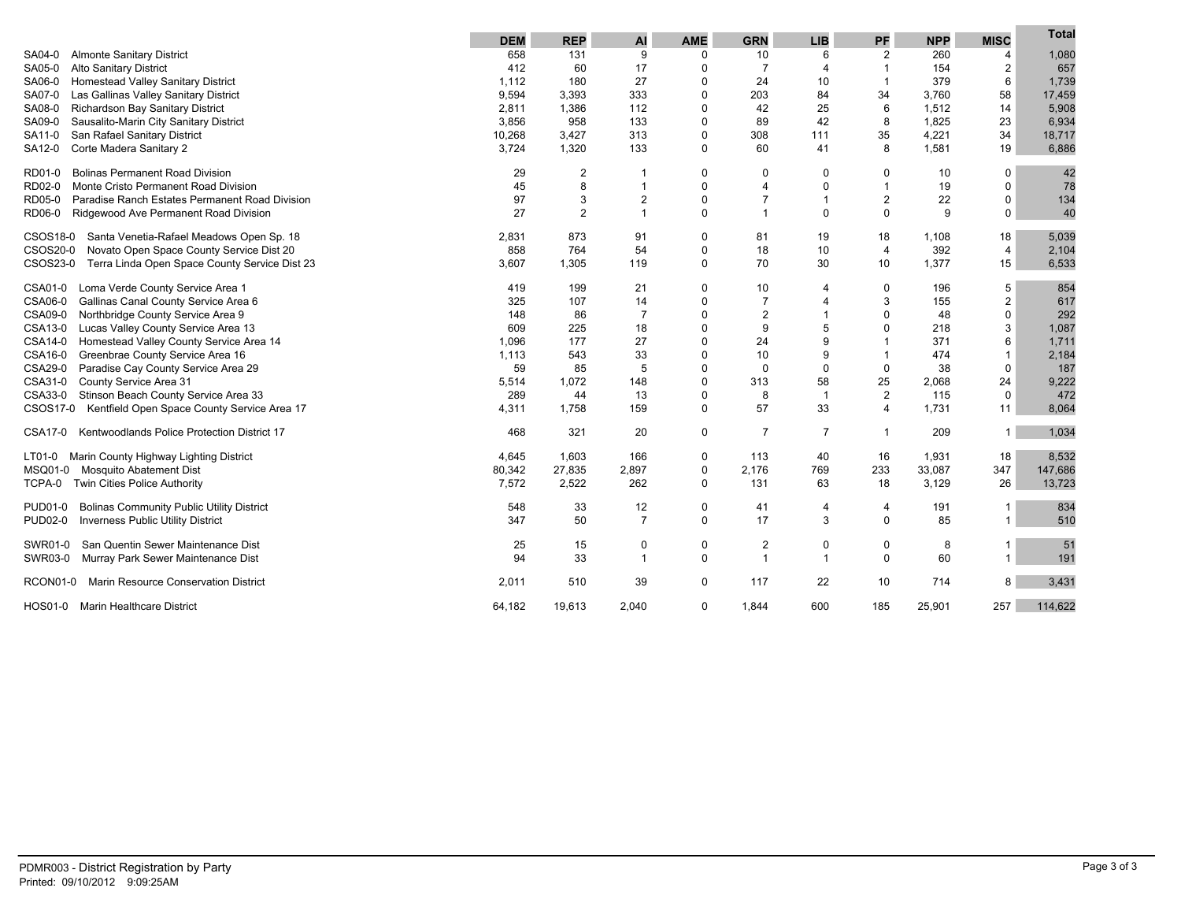| | DEM | REP | AI | AME | GRN | LIB | PF | NPP | MISC | Total |
|---|---|---|---|---|---|---|---|---|---|---|
| SA04-0 Almonte Sanitary District | 658 | 131 | 9 | 0 | 10 | 6 | 2 | 260 | 4 | 1,080 |
| SA05-0 Alto Sanitary District | 412 | 60 | 17 | 0 | 7 | 4 | 1 | 154 | 2 | 657 |
| SA06-0 Homestead Valley Sanitary District | 1,112 | 180 | 27 | 0 | 24 | 10 | 1 | 379 | 6 | 1,739 |
| SA07-0 Las Gallinas Valley Sanitary District | 9,594 | 3,393 | 333 | 0 | 203 | 84 | 34 | 3,760 | 58 | 17,459 |
| SA08-0 Richardson Bay Sanitary District | 2,811 | 1,386 | 112 | 0 | 42 | 25 | 6 | 1,512 | 14 | 5,908 |
| SA09-0 Sausalito-Marin City Sanitary District | 3,856 | 958 | 133 | 0 | 89 | 42 | 8 | 1,825 | 23 | 6,934 |
| SA11-0 San Rafael Sanitary District | 10,268 | 3,427 | 313 | 0 | 308 | 111 | 35 | 4,221 | 34 | 18,717 |
| SA12-0 Corte Madera Sanitary 2 | 3,724 | 1,320 | 133 | 0 | 60 | 41 | 8 | 1,581 | 19 | 6,886 |
| RD01-0 Bolinas Permanent Road Division | 29 | 2 | 1 | 0 | 0 | 0 | 0 | 10 | 0 | 42 |
| RD02-0 Monte Cristo Permanent Road Division | 45 | 8 | 1 | 0 | 4 | 0 | 1 | 19 | 0 | 78 |
| RD05-0 Paradise Ranch Estates Permanent Road Division | 97 | 3 | 2 | 0 | 7 | 1 | 2 | 22 | 0 | 134 |
| RD06-0 Ridgewood Ave Permanent Road Division | 27 | 2 | 1 | 0 | 1 | 0 | 0 | 9 | 0 | 40 |
| CSOS18-0 Santa Venetia-Rafael Meadows Open Sp. 18 | 2,831 | 873 | 91 | 0 | 81 | 19 | 18 | 1,108 | 18 | 5,039 |
| CSOS20-0 Novato Open Space County Service Dist 20 | 858 | 764 | 54 | 0 | 18 | 10 | 4 | 392 | 4 | 2,104 |
| CSOS23-0 Terra Linda Open Space County Service Dist 23 | 3,607 | 1,305 | 119 | 0 | 70 | 30 | 10 | 1,377 | 15 | 6,533 |
| CSA01-0 Loma Verde County Service Area 1 | 419 | 199 | 21 | 0 | 10 | 4 | 0 | 196 | 5 | 854 |
| CSA06-0 Gallinas Canal County Service Area 6 | 325 | 107 | 14 | 0 | 7 | 4 | 3 | 155 | 2 | 617 |
| CSA09-0 Northbridge County Service Area 9 | 148 | 86 | 7 | 0 | 2 | 1 | 0 | 48 | 0 | 292 |
| CSA13-0 Lucas Valley County Service Area 13 | 609 | 225 | 18 | 0 | 9 | 5 | 0 | 218 | 3 | 1,087 |
| CSA14-0 Homestead Valley County Service Area 14 | 1,096 | 177 | 27 | 0 | 24 | 9 | 1 | 371 | 6 | 1,711 |
| CSA16-0 Greenbrae County Service Area 16 | 1,113 | 543 | 33 | 0 | 10 | 9 | 1 | 474 | 1 | 2,184 |
| CSA29-0 Paradise Cay County Service Area 29 | 59 | 85 | 5 | 0 | 0 | 0 | 0 | 38 | 0 | 187 |
| CSA31-0 County Service Area 31 | 5,514 | 1,072 | 148 | 0 | 313 | 58 | 25 | 2,068 | 24 | 9,222 |
| CSA33-0 Stinson Beach County Service Area 33 | 289 | 44 | 13 | 0 | 8 | 1 | 2 | 115 | 0 | 472 |
| CSOS17-0 Kentfield Open Space County Service Area 17 | 4,311 | 1,758 | 159 | 0 | 57 | 33 | 4 | 1,731 | 11 | 8,064 |
| CSA17-0 Kentwoodlands Police Protection District 17 | 468 | 321 | 20 | 0 | 7 | 7 | 1 | 209 | 1 | 1,034 |
| LT01-0 Marin County Highway Lighting District | 4,645 | 1,603 | 166 | 0 | 113 | 40 | 16 | 1,931 | 18 | 8,532 |
| MSQ01-0 Mosquito Abatement Dist | 80,342 | 27,835 | 2,897 | 0 | 2,176 | 769 | 233 | 33,087 | 347 | 147,686 |
| TCPA-0 Twin Cities Police Authority | 7,572 | 2,522 | 262 | 0 | 131 | 63 | 18 | 3,129 | 26 | 13,723 |
| PUD01-0 Bolinas Community Public Utility District | 548 | 33 | 12 | 0 | 41 | 4 | 4 | 191 | 1 | 834 |
| PUD02-0 Inverness Public Utility District | 347 | 50 | 7 | 0 | 17 | 3 | 0 | 85 | 1 | 510 |
| SWR01-0 San Quentin Sewer Maintenance Dist | 25 | 15 | 0 | 0 | 2 | 0 | 0 | 8 | 1 | 51 |
| SWR03-0 Murray Park Sewer Maintenance Dist | 94 | 33 | 1 | 0 | 1 | 1 | 0 | 60 | 1 | 191 |
| RCON01-0 Marin Resource Conservation District | 2,011 | 510 | 39 | 0 | 117 | 22 | 10 | 714 | 8 | 3,431 |
| HOS01-0 Marin Healthcare District | 64,182 | 19,613 | 2,040 | 0 | 1,844 | 600 | 185 | 25,901 | 257 | 114,622 |

PDMR003 - District Registration by Party
Printed: 09/10/2012 9:09:25AM